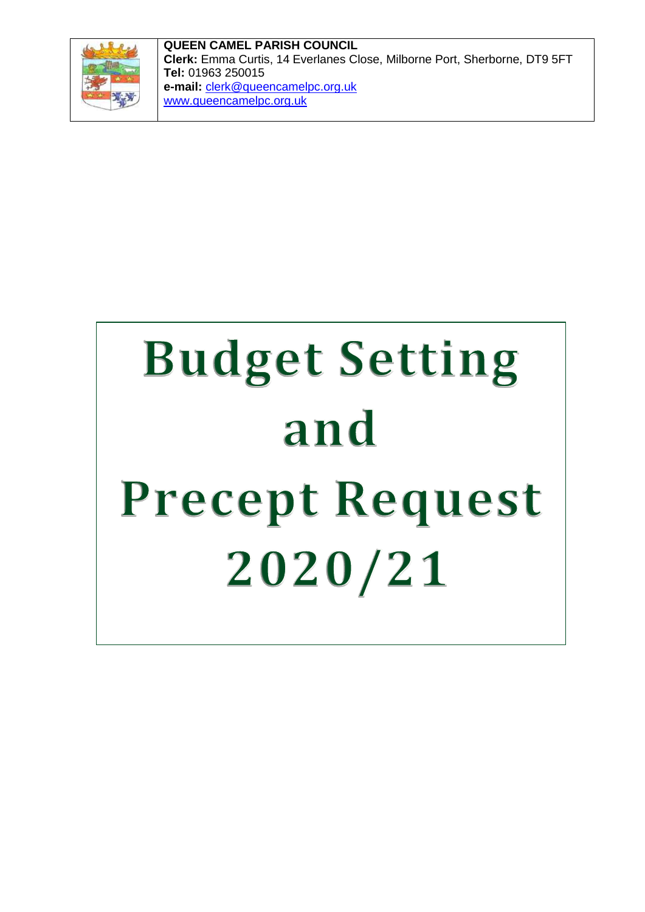**QUEEN CAMEL PARISH COUNCIL**
**Clerk:** Emma Curtis, 14 Everlanes Close, Milborne Port, Sherborne, DT9 5FT
**Tel:** 01963 250015
**e-mail:** clerk@queencamelpc.org.uk
www.queencamelpc.org.uk

# Budget Setting and Precept Request 2020/21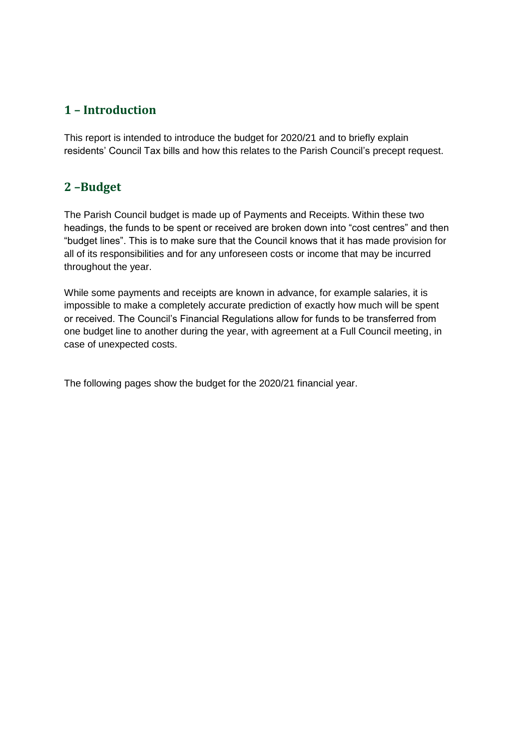## 1 – Introduction

This report is intended to introduce the budget for 2020/21 and to briefly explain residents' Council Tax bills and how this relates to the Parish Council's precept request.

## 2 –Budget

The Parish Council budget is made up of Payments and Receipts. Within these two headings, the funds to be spent or received are broken down into "cost centres" and then "budget lines". This is to make sure that the Council knows that it has made provision for all of its responsibilities and for any unforeseen costs or income that may be incurred throughout the year.

While some payments and receipts are known in advance, for example salaries, it is impossible to make a completely accurate prediction of exactly how much will be spent or received. The Council's Financial Regulations allow for funds to be transferred from one budget line to another during the year, with agreement at a Full Council meeting, in case of unexpected costs.

The following pages show the budget for the 2020/21 financial year.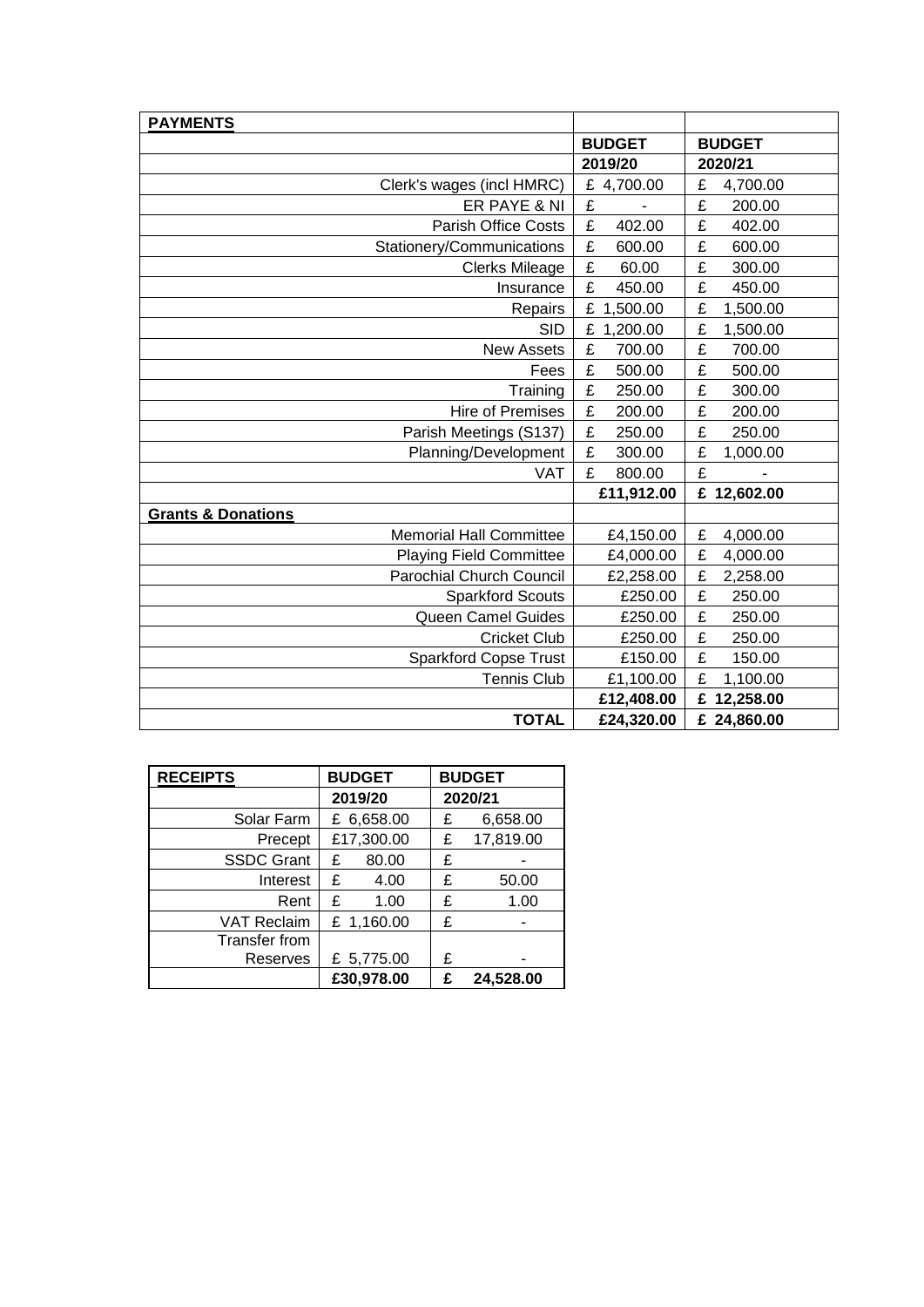| **PAYMENTS** | | |
|---|---|---|
| | **BUDGET** | **BUDGET** |
| | **2019/20** | **2020/21** |
| Clerk's wages (incl HMRC) | £ 4,700.00 | £ 4,700.00 |
| ER PAYE & NI | £ - | £ 200.00 |
| Parish Office Costs | £ 402.00 | £ 402.00 |
| Stationery/Communications | £ 600.00 | £ 600.00 |
| Clerks Mileage | £ 60.00 | £ 300.00 |
| Insurance | £ 450.00 | £ 450.00 |
| Repairs | £ 1,500.00 | £ 1,500.00 |
| SID | £ 1,200.00 | £ 1,500.00 |
| New Assets | £ 700.00 | £ 700.00 |
| Fees | £ 500.00 | £ 500.00 |
| Training | £ 250.00 | £ 300.00 |
| Hire of Premises | £ 200.00 | £ 200.00 |
| Parish Meetings (S137) | £ 250.00 | £ 250.00 |
| Planning/Development | £ 300.00 | £ 1,000.00 |
| VAT | £ 800.00 | £ - |
| | **£11,912.00** | **£ 12,602.00** |
| **Grants & Donations** | | |
| Memorial Hall Committee | £4,150.00 | £ 4,000.00 |
| Playing Field Committee | £4,000.00 | £ 4,000.00 |
| Parochial Church Council | £2,258.00 | £ 2,258.00 |
| Sparkford Scouts | £250.00 | £ 250.00 |
| Queen Camel Guides | £250.00 | £ 250.00 |
| Cricket Club | £250.00 | £ 250.00 |
| Sparkford Copse Trust | £150.00 | £ 150.00 |
| Tennis Club | £1,100.00 | £ 1,100.00 |
| | **£12,408.00** | **£ 12,258.00** |
| **TOTAL** | **£24,320.00** | **£ 24,860.00** |

| **RECEIPTS** | **BUDGET** | **BUDGET** |
|---|---|---|
| | **2019/20** | **2020/21** |
| Solar Farm | £ 6,658.00 | £ 6,658.00 |
| Precept | £17,300.00 | £ 17,819.00 |
| SSDC Grant | £ 80.00 | £ - |
| Interest | £ 4.00 | £ 50.00 |
| Rent | £ 1.00 | £ 1.00 |
| VAT Reclaim | £ 1,160.00 | £ - |
| Transfer from Reserves | £ 5,775.00 | £ - |
| | **£30,978.00** | **£ 24,528.00** |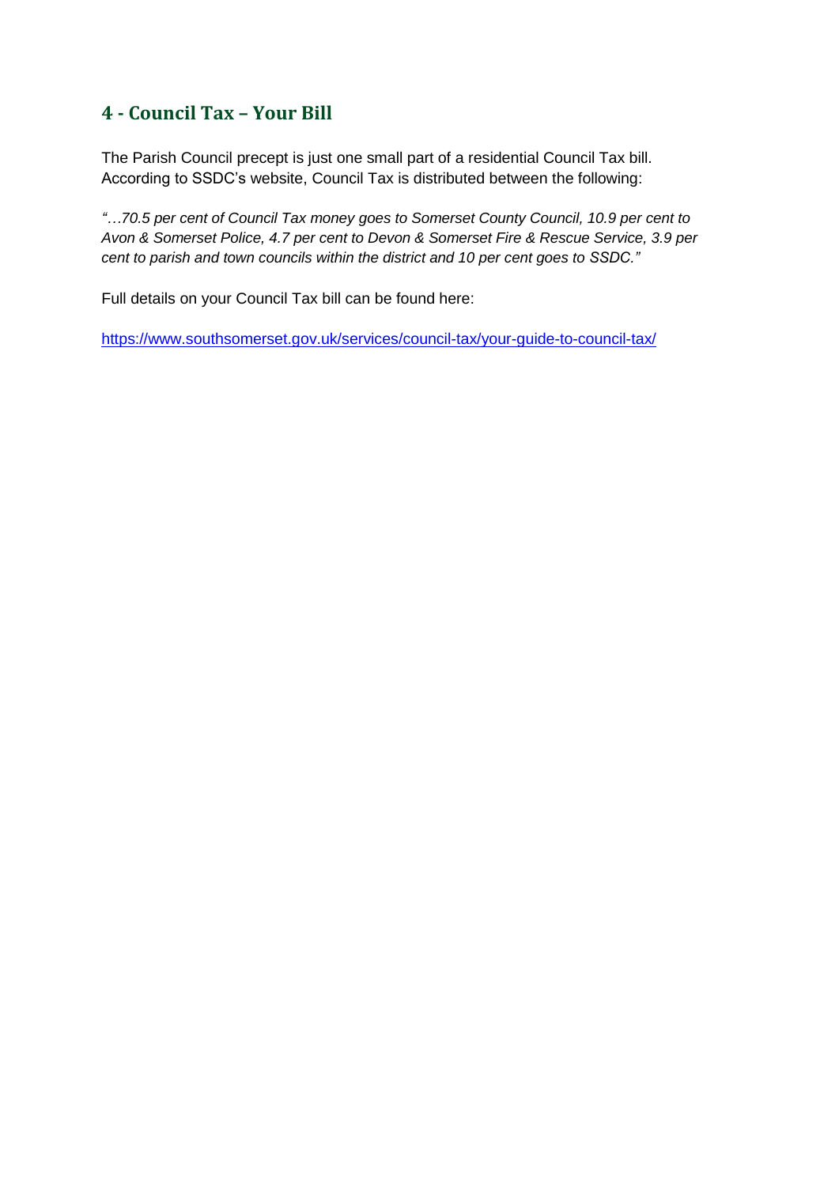## 4 - Council Tax – Your Bill

The Parish Council precept is just one small part of a residential Council Tax bill. According to SSDC's website, Council Tax is distributed between the following:

*"…70.5 per cent of Council Tax money goes to Somerset County Council, 10.9 per cent to Avon & Somerset Police, 4.7 per cent to Devon & Somerset Fire & Rescue Service, 3.9 per cent to parish and town councils within the district and 10 per cent goes to SSDC."*

Full details on your Council Tax bill can be found here:

https://www.southsomerset.gov.uk/services/council-tax/your-guide-to-council-tax/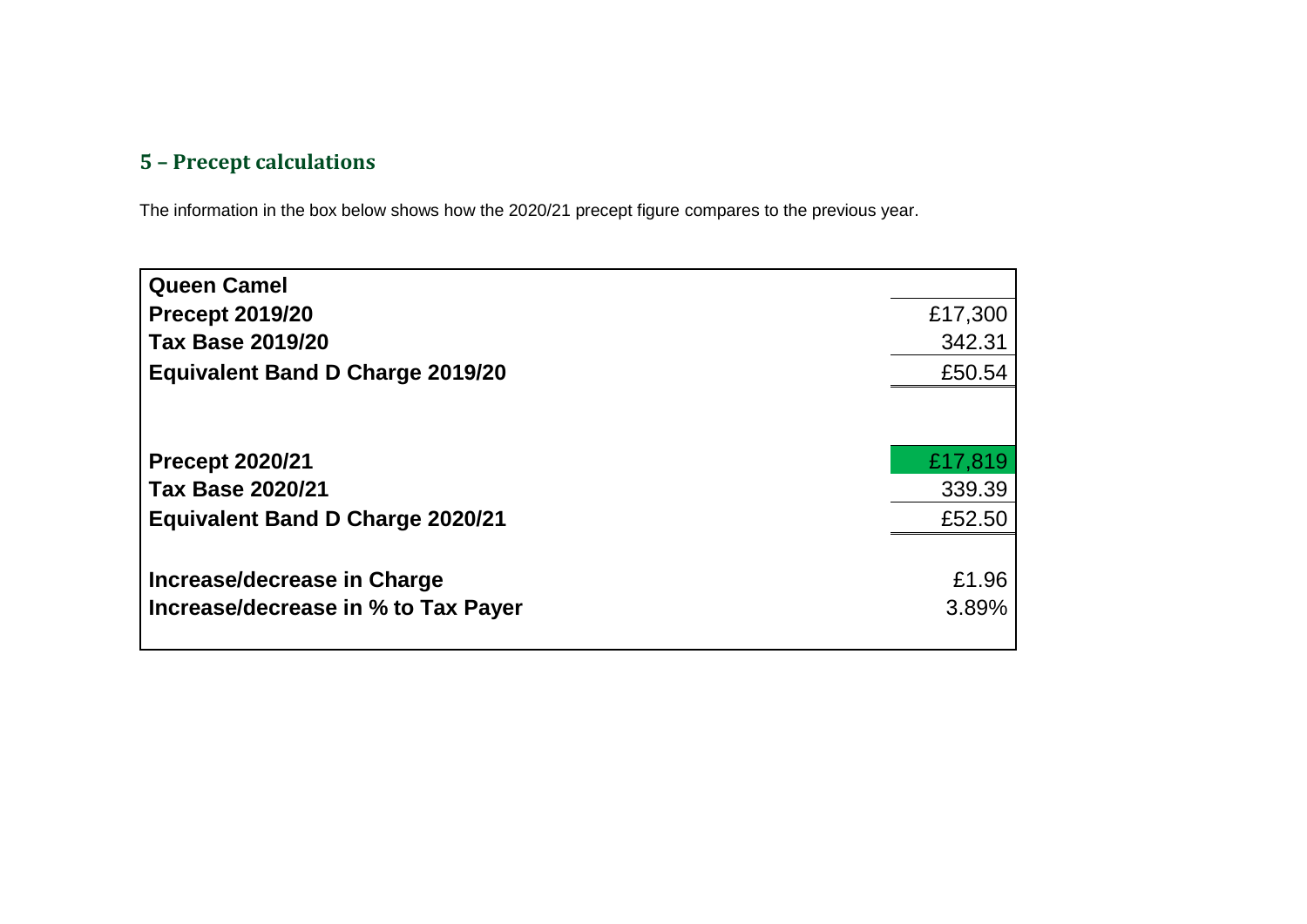## 5 – Precept calculations

The information in the box below shows how the 2020/21 precept figure compares to the previous year.

| **Queen Camel** | |
|---|---|
| **Precept 2019/20** | £17,300 |
| **Tax Base 2019/20** | 342.31 |
| **Equivalent Band D Charge 2019/20** | £50.54 |
| | |
| **Precept 2020/21** | £17,819 |
| **Tax Base 2020/21** | 339.39 |
| **Equivalent Band D Charge 2020/21** | £52.50 |
| | |
| **Increase/decrease in Charge** | £1.96 |
| **Increase/decrease in % to Tax Payer** | 3.89% |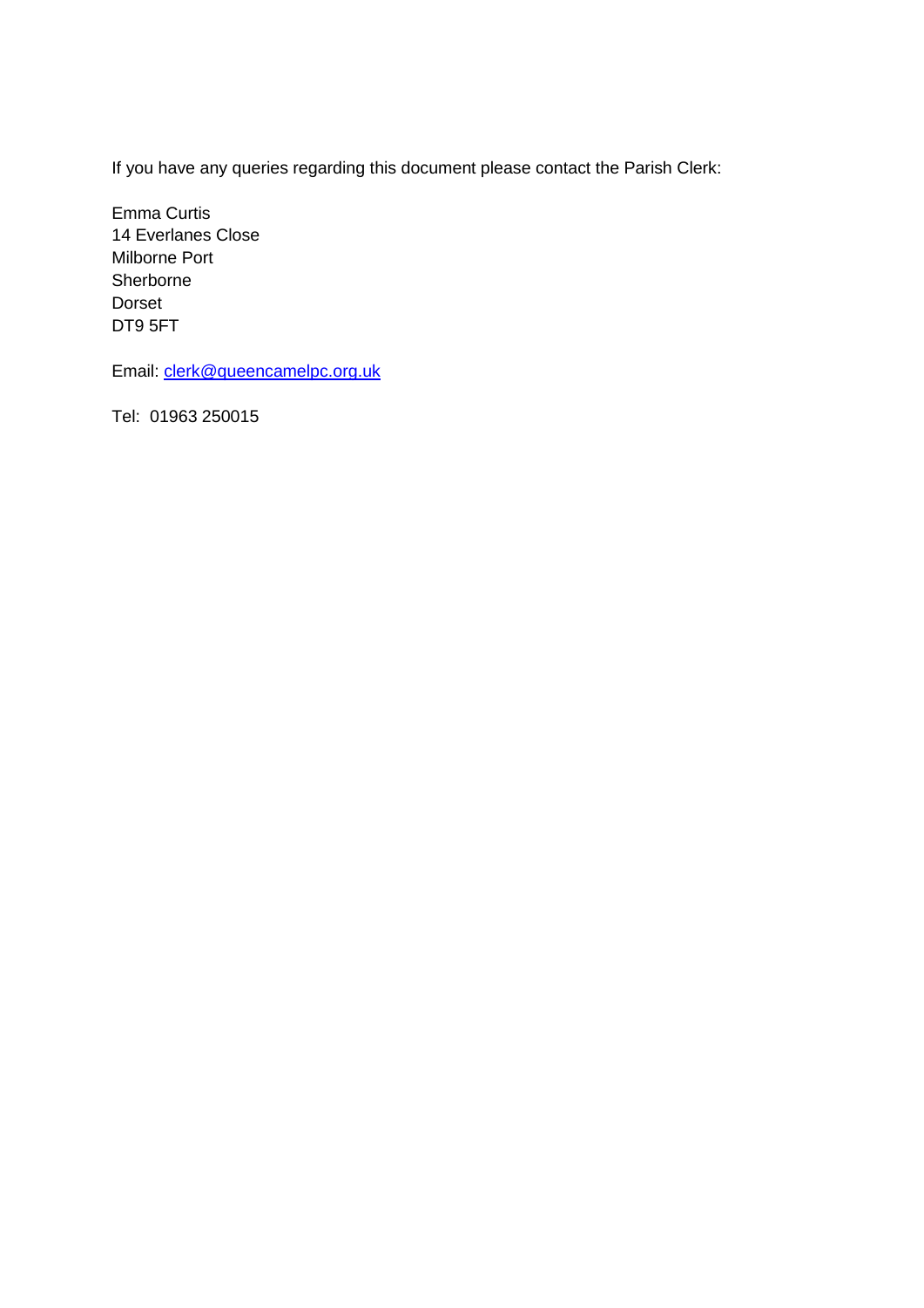If you have any queries regarding this document please contact the Parish Clerk:

Emma Curtis
14 Everlanes Close
Milborne Port
Sherborne
Dorset
DT9 5FT

Email: clerk@queencamelpc.org.uk

Tel: 01963 250015